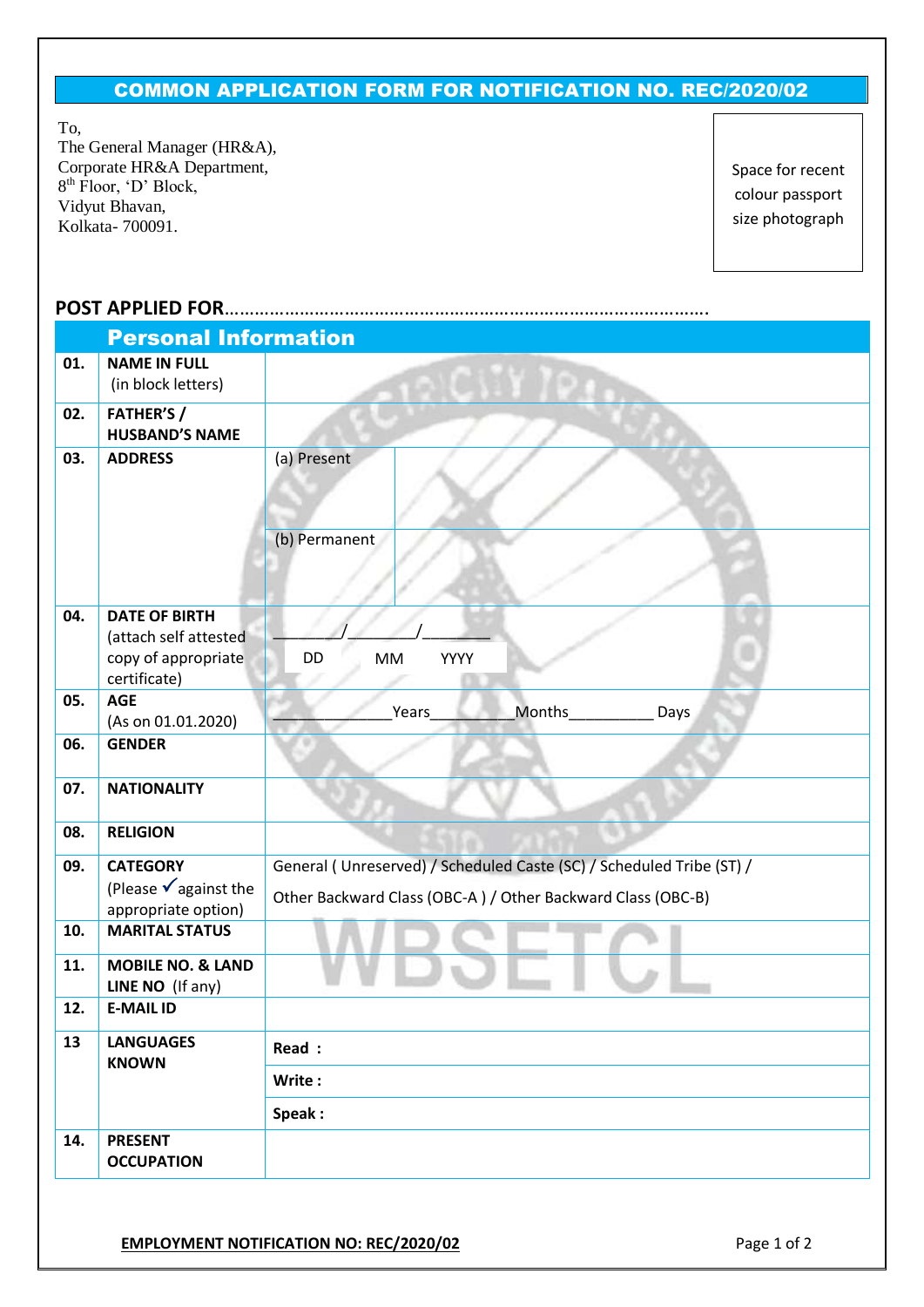## COMMON APPLICATION FORM FOR NOTIFICATION NO. REC/2020/02

To,
The General Manager (HR&A),
Corporate HR&A Department,
8th Floor, 'D' Block,
Vidyut Bhavan,
Kolkata- 700091.

Space for recent colour passport size photograph

**POST APPLIED FOR**……………………………………………………………………………………….

| | Personal Information | | |
|---|---|---|---|
| **01.** | **NAME IN FULL** (in block letters) | | |
| **02.** | **FATHER'S / HUSBAND'S NAME** | | |
| **03.** | **ADDRESS** | (a) Present | |
| | | (b) Permanent | |
| **04.** | **DATE OF BIRTH** (attach self attested copy of appropriate certificate) | ________/________/________ DD MM YYYY | |
| **05.** | **AGE** (As on 01.01.2020) | ____________Years__________Months__________ Days | |
| **06.** | **GENDER** | | |
| **07.** | **NATIONALITY** | | |
| **08.** | **RELIGION** | | |
| **09.** | **CATEGORY** (Please ✓ against the appropriate option) | General ( Unreserved) / Scheduled Caste (SC) / Scheduled Tribe (ST) / Other Backward Class (OBC-A ) / Other Backward Class (OBC-B) | |
| **10.** | **MARITAL STATUS** | | |
| **11.** | **MOBILE NO. & LAND LINE NO** (If any) | | |
| **12.** | **E-MAIL ID** | | |
| **13** | **LANGUAGES KNOWN** | **Read :** | |
| | | **Write :** | |
| | | **Speak :** | |
| **14.** | **PRESENT OCCUPATION** | | |

**EMPLOYMENT NOTIFICATION NO: REC/2020/02**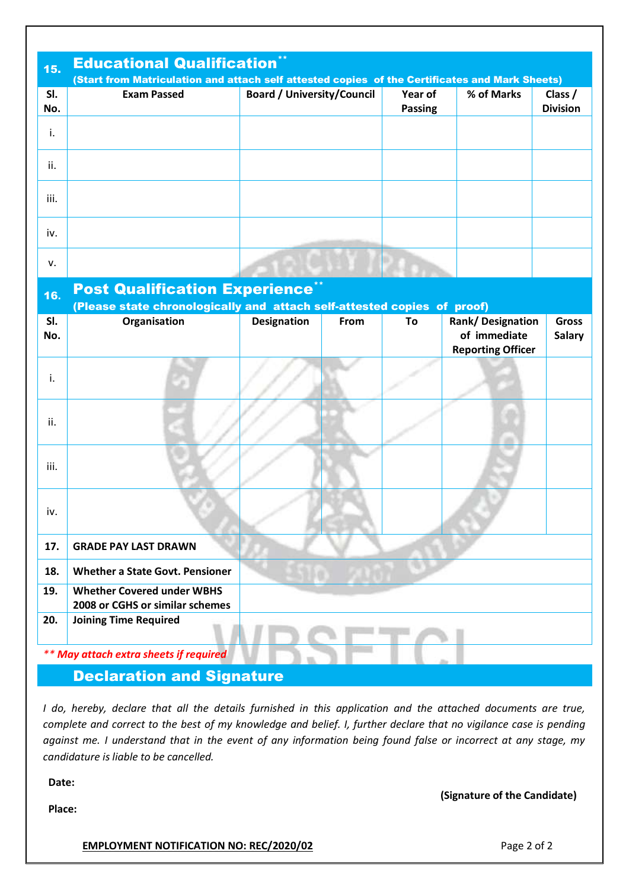## 15. Educational Qualification**

**(Start from Matriculation and attach self attested copies of the Certificates and Mark Sheets)**

| Sl. No. | Exam Passed | Board / University/Council | Year of Passing | % of Marks | Class / Division |
|---|---|---|---|---|---|
| i. | | | | | |
| ii. | | | | | |
| iii. | | | | | |
| iv. | | | | | |
| v. | | | | | |

## 16. Post Qualification Experience**

**(Please state chronologically and attach self-attested copies of proof)**

| Sl. No. | Organisation | Designation | From | To | Rank/ Designation of immediate Reporting Officer | Gross Salary |
|---|---|---|---|---|---|---|
| i. | | | | | | |
| ii. | | | | | | |
| iii. | | | | | | |
| iv. | | | | | | |

| | | |
|---|---|---|
| 17. | **GRADE PAY LAST DRAWN** | |
| 18. | **Whether a State Govt. Pensioner** | |
| 19. | **Whether Covered under WBHS 2008 or CGHS or similar schemes** | |
| 20. | **Joining Time Required** | |

*** May attach extra sheets if required*

## Declaration and Signature

*I do, hereby, declare that all the details furnished in this application and the attached documents are true, complete and correct to the best of my knowledge and belief. I, further declare that no vigilance case is pending against me. I understand that in the event of any information being found false or incorrect at any stage, my candidature is liable to be cancelled.*

**Date:**

**(Signature of the Candidate)**

**Place:**

**EMPLOYMENT NOTIFICATION NO: REC/2020/02**